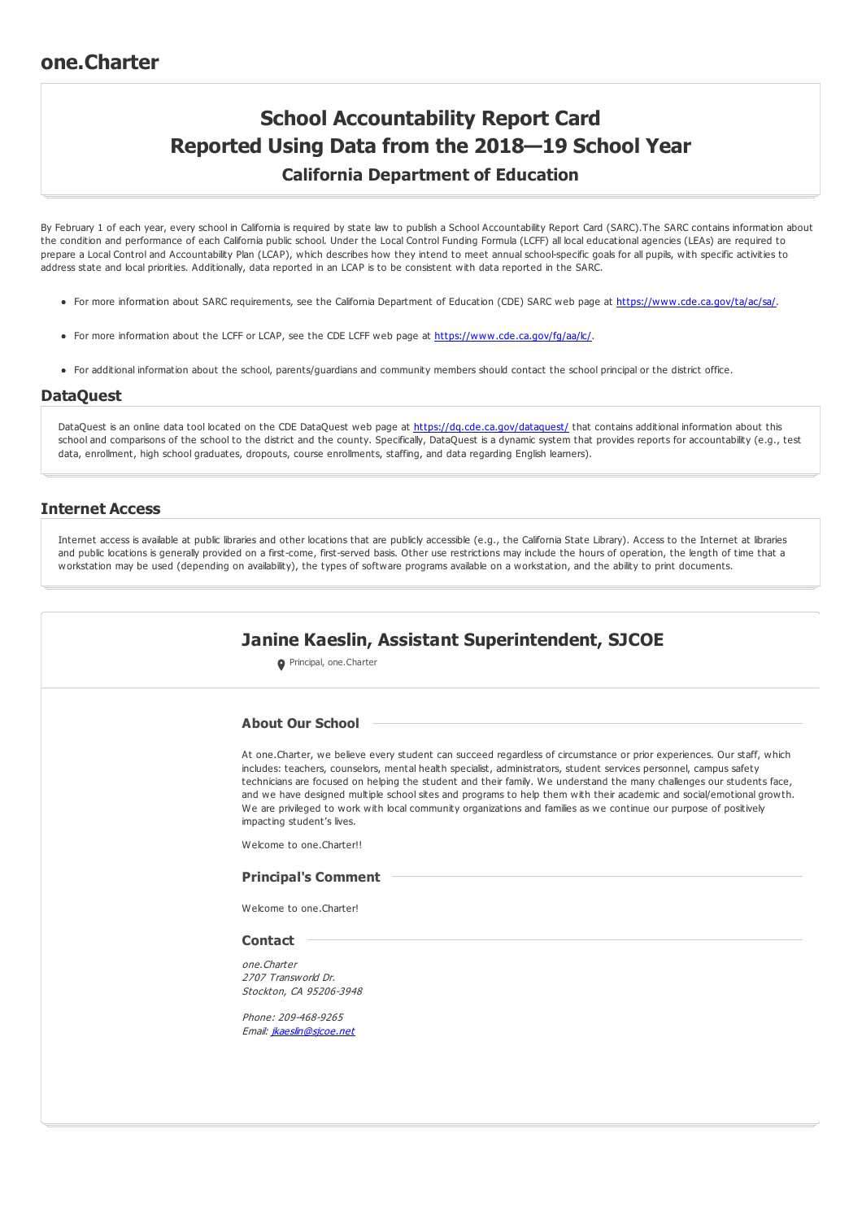# one.Charter

## School Accountability Report Card
## Reported Using Data from the 2018—19 School Year
### California Department of Education

By February 1 of each year, every school in California is required by state law to publish a School Accountability Report Card (SARC).The SARC contains information about the condition and performance of each California public school. Under the Local Control Funding Formula (LCFF) all local educational agencies (LEAs) are required to prepare a Local Control and Accountability Plan (LCAP), which describes how they intend to meet annual school-specific goals for all pupils, with specific activities to address state and local priorities. Additionally, data reported in an LCAP is to be consistent with data reported in the SARC.

- For more information about SARC requirements, see the California Department of Education (CDE) SARC web page at https://www.cde.ca.gov/ta/ac/sa/.
- For more information about the LCFF or LCAP, see the CDE LCFF web page at https://www.cde.ca.gov/fg/aa/lc/.
- For additional information about the school, parents/guardians and community members should contact the school principal or the district office.

## DataQuest

DataQuest is an online data tool located on the CDE DataQuest web page at https://dq.cde.ca.gov/dataquest/ that contains additional information about this school and comparisons of the school to the district and the county. Specifically, DataQuest is a dynamic system that provides reports for accountability (e.g., test data, enrollment, high school graduates, dropouts, course enrollments, staffing, and data regarding English learners).

## Internet Access

Internet access is available at public libraries and other locations that are publicly accessible (e.g., the California State Library). Access to the Internet at libraries and public locations is generally provided on a first-come, first-served basis. Other use restrictions may include the hours of operation, the length of time that a workstation may be used (depending on availability), the types of software programs available on a workstation, and the ability to print documents.

## Janine Kaeslin, Assistant Superintendent, SJCOE

Principal, one.Charter

### About Our School

At one.Charter, we believe every student can succeed regardless of circumstance or prior experiences. Our staff, which includes: teachers, counselors, mental health specialist, administrators, student services personnel, campus safety technicians are focused on helping the student and their family. We understand the many challenges our students face, and we have designed multiple school sites and programs to help them with their academic and social/emotional growth. We are privileged to work with local community organizations and families as we continue our purpose of positively impacting student's lives.

Welcome to one.Charter!!

### Principal's Comment

Welcome to one.Charter!

### Contact

*one.Charter*
*2707 Transworld Dr.*
*Stockton, CA 95206-3948*

*Phone: 209-468-9265*
*Email: jkaeslin@sjcoe.net*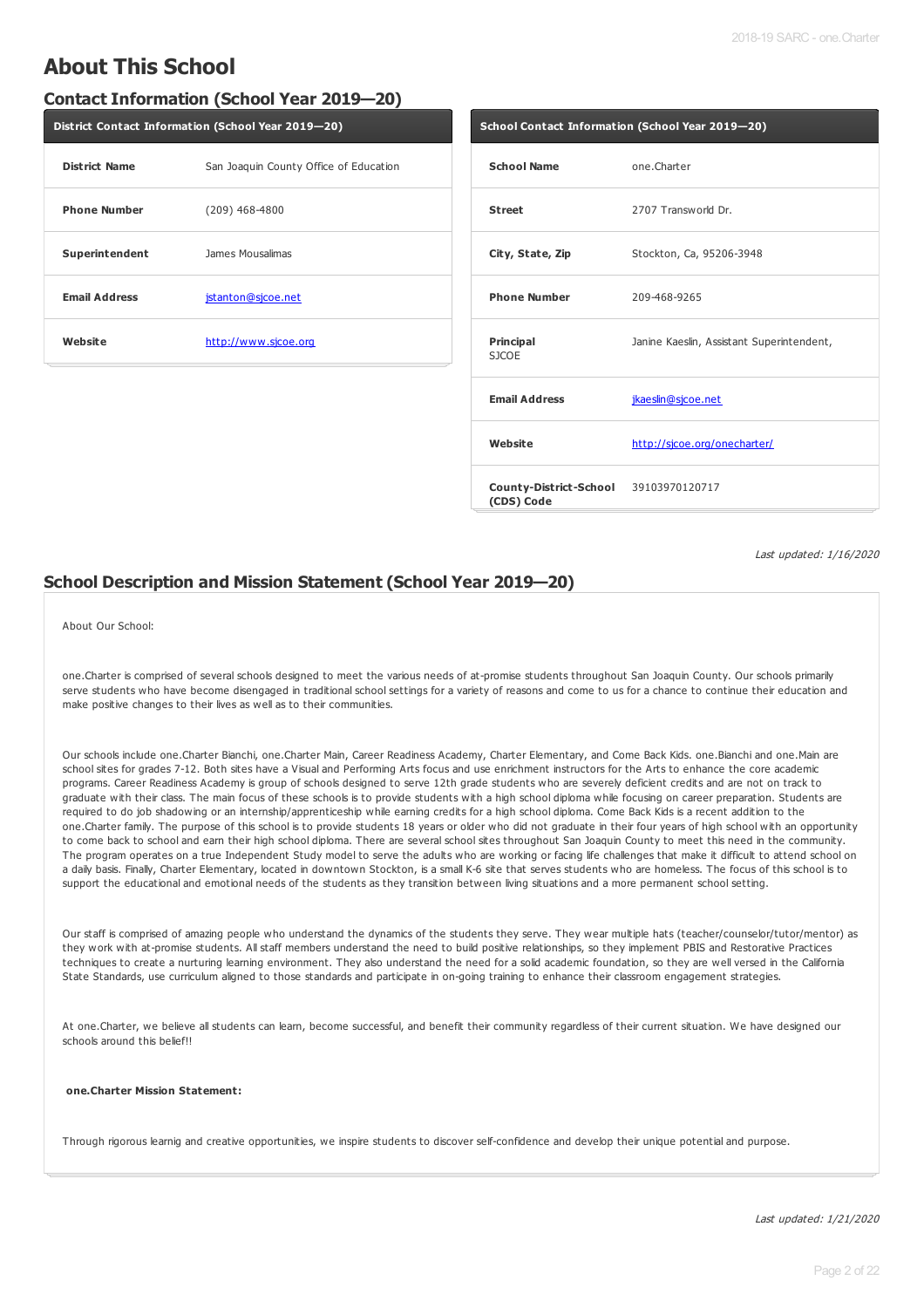# About This School

## Contact Information (School Year 2019—20)

| District Contact Information (School Year 2019—20) | |
|---|---|
| **District Name** | San Joaquin County Office of Education |
| **Phone Number** | (209) 468-4800 |
| **Superintendent** | James Mousalimas |
| **Email Address** | jstanton@sjcoe.net |
| **Website** | http://www.sjcoe.org |

| School Contact Information (School Year 2019—20) | |
|---|---|
| **School Name** | one.Charter |
| **Street** | 2707 Transworld Dr. |
| **City, State, Zip** | Stockton, Ca, 95206-3948 |
| **Phone Number** | 209-468-9265 |
| **Principal** SJCOE | Janine Kaeslin, Assistant Superintendent, |
| **Email Address** | jkaeslin@sjcoe.net |
| **Website** | http://sjcoe.org/onecharter/ |
| **County-District-School (CDS) Code** | 39103970120717 |

*Last updated: 1/16/2020*

## School Description and Mission Statement (School Year 2019—20)

About Our School:

one.Charter is comprised of several schools designed to meet the various needs of at-promise students throughout San Joaquin County. Our schools primarily serve students who have become disengaged in traditional school settings for a variety of reasons and come to us for a chance to continue their education and make positive changes to their lives as well as to their communities.

Our schools include one.Charter Bianchi, one.Charter Main, Career Readiness Academy, Charter Elementary, and Come Back Kids. one.Bianchi and one.Main are school sites for grades 7-12. Both sites have a Visual and Performing Arts focus and use enrichment instructors for the Arts to enhance the core academic programs. Career Readiness Academy is group of schools designed to serve 12th grade students who are severely deficient credits and are not on track to graduate with their class. The main focus of these schools is to provide students with a high school diploma while focusing on career preparation. Students are required to do job shadowing or an internship/apprenticeship while earning credits for a high school diploma. Come Back Kids is a recent addition to the one.Charter family. The purpose of this school is to provide students 18 years or older who did not graduate in their four years of high school with an opportunity to come back to school and earn their high school diploma. There are several school sites throughout San Joaquin County to meet this need in the community. The program operates on a true Independent Study model to serve the adults who are working or facing life challenges that make it difficult to attend school on a daily basis. Finally, Charter Elementary, located in downtown Stockton, is a small K-6 site that serves students who are homeless. The focus of this school is to support the educational and emotional needs of the students as they transition between living situations and a more permanent school setting.

Our staff is comprised of amazing people who understand the dynamics of the students they serve. They wear multiple hats (teacher/counselor/tutor/mentor) as they work with at-promise students. All staff members understand the need to build positive relationships, so they implement PBIS and Restorative Practices techniques to create a nurturing learning environment. They also understand the need for a solid academic foundation, so they are well versed in the California State Standards, use curriculum aligned to those standards and participate in on-going training to enhance their classroom engagement strategies.

At one.Charter, we believe all students can learn, become successful, and benefit their community regardless of their current situation. We have designed our schools around this belief!!

**one.Charter Mission Statement:**

Through rigorous learnig and creative opportunities, we inspire students to discover self-confidence and develop their unique potential and purpose.

*Last updated: 1/21/2020*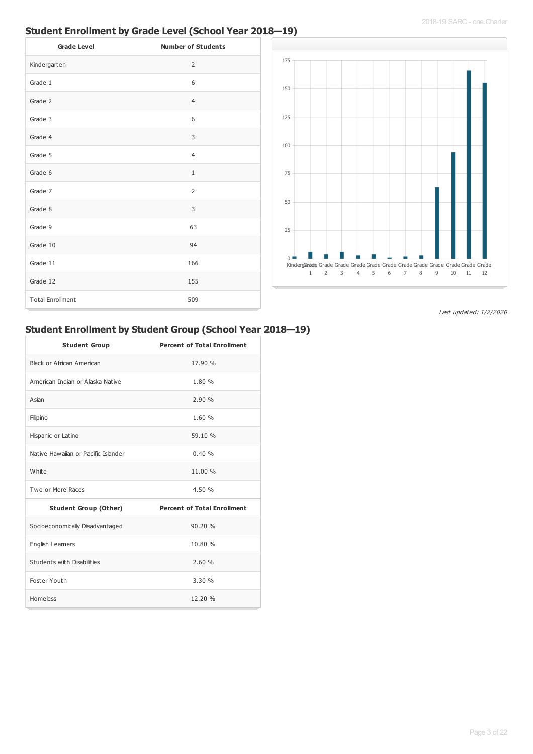## Student Enrollment by Grade Level (School Year 2018—19)

| Grade Level | Number of Students |
|---|---|
| Kindergarten | 2 |
| Grade 1 | 6 |
| Grade 2 | 4 |
| Grade 3 | 6 |
| Grade 4 | 3 |
| Grade 5 | 4 |
| Grade 6 | 1 |
| Grade 7 | 2 |
| Grade 8 | 3 |
| Grade 9 | 63 |
| Grade 10 | 94 |
| Grade 11 | 166 |
| Grade 12 | 155 |
| Total Enrollment | 509 |

*Last updated: 1/2/2020*

## Student Enrollment by Student Group (School Year 2018—19)

| Student Group | Percent of Total Enrollment |
|---|---|
| Black or African American | 17.90 % |
| American Indian or Alaska Native | 1.80 % |
| Asian | 2.90 % |
| Filipino | 1.60 % |
| Hispanic or Latino | 59.10 % |
| Native Hawaiian or Pacific Islander | 0.40 % |
| White | 11.00 % |
| Two or More Races | 4.50 % |
| **Student Group (Other)** | **Percent of Total Enrollment** |
| Socioeconomically Disadvantaged | 90.20 % |
| English Learners | 10.80 % |
| Students with Disabilities | 2.60 % |
| Foster Youth | 3.30 % |
| Homeless | 12.20 % |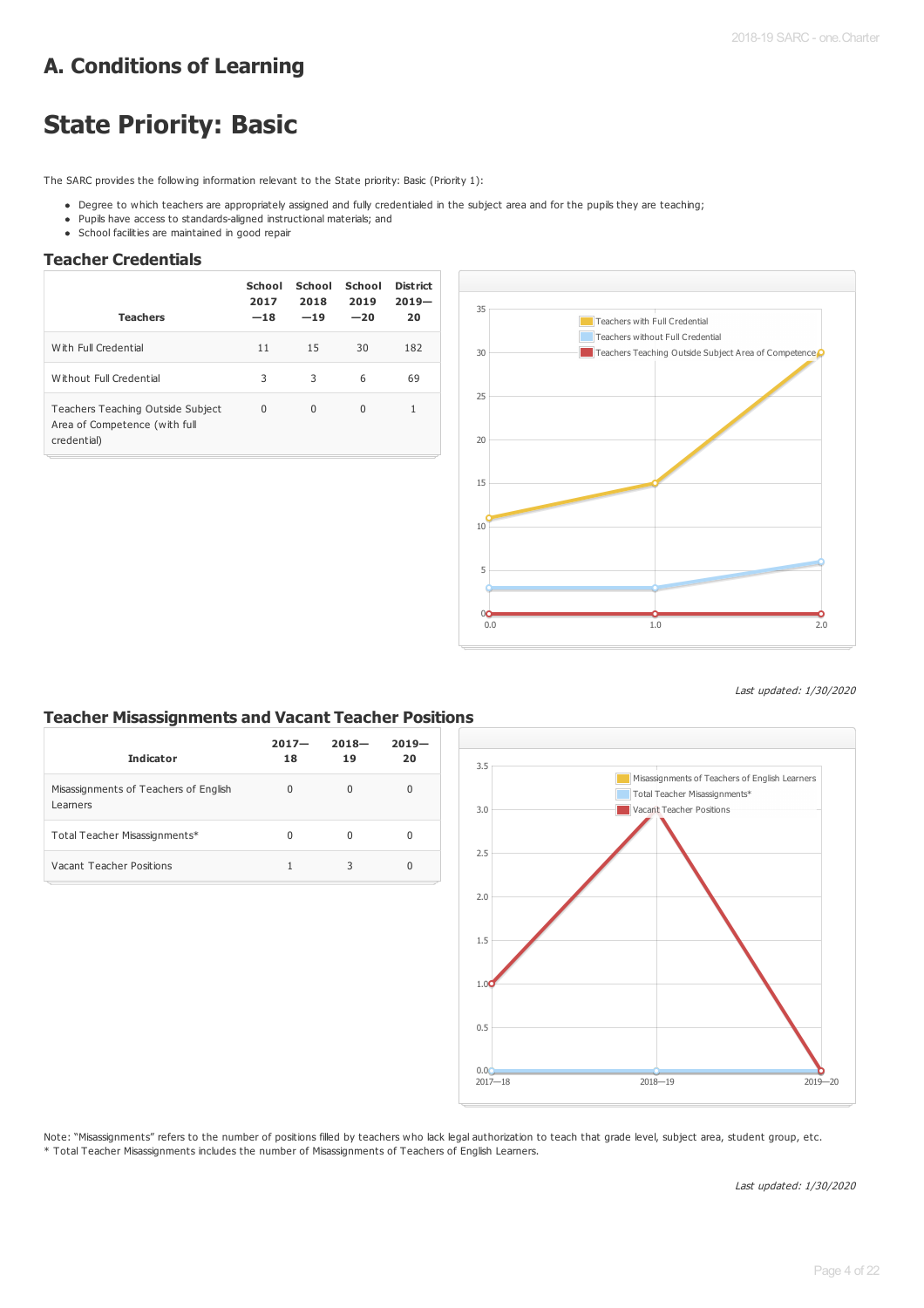# A. Conditions of Learning

# State Priority: Basic

The SARC provides the following information relevant to the State priority: Basic (Priority 1):

- Degree to which teachers are appropriately assigned and fully credentialed in the subject area and for the pupils they are teaching;
- Pupils have access to standards-aligned instructional materials; and
- School facilities are maintained in good repair

## Teacher Credentials

| Teachers | School 2017—18 | School 2018—19 | School 2019—20 | District 2019—20 |
|---|---|---|---|---|
| With Full Credential | 11 | 15 | 30 | 182 |
| Without Full Credential | 3 | 3 | 6 | 69 |
| Teachers Teaching Outside Subject Area of Competence (with full credential) | 0 | 0 | 0 | 1 |

*Last updated: 1/30/2020*

## Teacher Misassignments and Vacant Teacher Positions

| Indicator | 2017—18 | 2018—19 | 2019—20 |
|---|---|---|---|
| Misassignments of Teachers of English Learners | 0 | 0 | 0 |
| Total Teacher Misassignments* | 0 | 0 | 0 |
| Vacant Teacher Positions | 1 | 3 | 0 |

Note: "Misassignments" refers to the number of positions filled by teachers who lack legal authorization to teach that grade level, subject area, student group, etc.
* Total Teacher Misassignments includes the number of Misassignments of Teachers of English Learners.

*Last updated: 1/30/2020*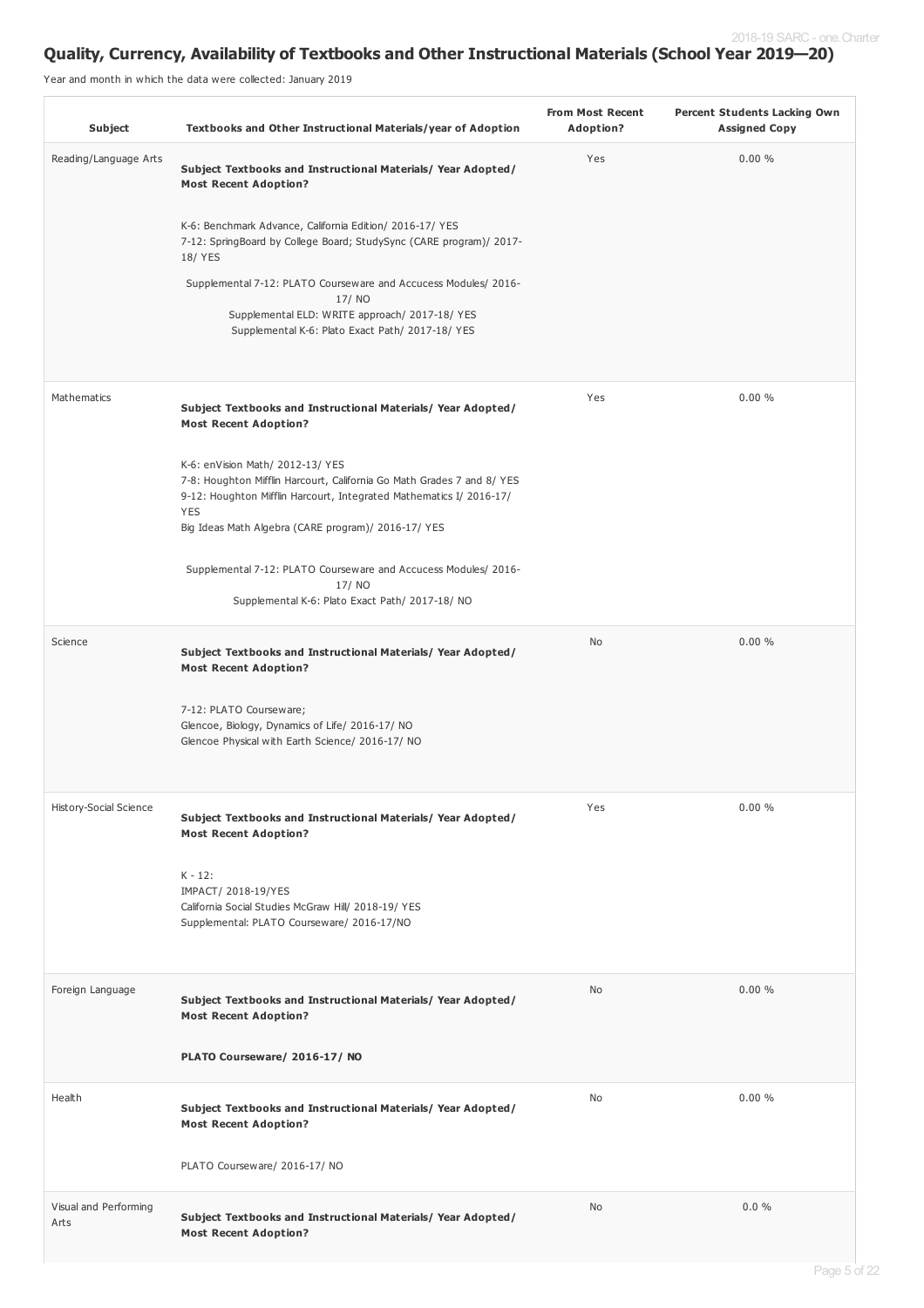## Quality, Currency, Availability of Textbooks and Other Instructional Materials (School Year 2019—20)

Year and month in which the data were collected: January 2019

| Subject | Textbooks and Other Instructional Materials/year of Adoption | From Most Recent Adoption? | Percent Students Lacking Own Assigned Copy |
|---|---|---|---|
| Reading/Language Arts | **Subject Textbooks and Instructional Materials/ Year Adopted/ Most Recent Adoption?**<br><br>K-6: Benchmark Advance, California Edition/ 2016-17/ YES<br>7-12: SpringBoard by College Board; StudySync (CARE program)/ 2017-18/ YES<br><br>Supplemental 7-12: PLATO Courseware and Accucess Modules/ 2016-17/ NO<br>Supplemental ELD: WRITE appraoch/ 2017-18/ YES<br>Supplemental K-6: Plato Exact Path/ 2017-18/ YES | Yes | 0.00 % |
| Mathematics | **Subject Textbooks and Instructional Materials/ Year Adopted/ Most Recent Adoption?**<br><br>K-6: enVision Math/ 2012-13/ YES<br>7-8: Houghton Mifflin Harcourt, California Go Math Grades 7 and 8/ YES<br>9-12: Houghton Mifflin Harcourt, Integrated Mathematics I/ 2016-17/ YES<br>Big Ideas Math Algebra (CARE program)/ 2016-17/ YES<br><br>Supplemental 7-12: PLATO Courseware and Accucess Modules/ 2016-17/ NO<br>Supplemental K-6: Plato Exact Path/ 2017-18/ NO | Yes | 0.00 % |
| Science | **Subject Textbooks and Instructional Materials/ Year Adopted/ Most Recent Adoption?**<br><br>7-12: PLATO Courseware;<br>Glencoe, Biology, Dynamics of Life/ 2016-17/ NO<br>Glencoe Physical with Earth Science/ 2016-17/ NO | No | 0.00 % |
| History-Social Science | **Subject Textbooks and Instructional Materials/ Year Adopted/ Most Recent Adoption?**<br><br>K - 12:<br>IMPACT/ 2018-19/YES<br>California Social Studies McGraw Hill/ 2018-19/ YES<br>Supplemental: PLATO Courseware/ 2016-17/NO | Yes | 0.00 % |
| Foreign Language | **Subject Textbooks and Instructional Materials/ Year Adopted/ Most Recent Adoption?**<br><br>**PLATO Courseware/ 2016-17/ NO** | No | 0.00 % |
| Health | **Subject Textbooks and Instructional Materials/ Year Adopted/ Most Recent Adoption?**<br><br>PLATO Courseware/ 2016-17/ NO | No | 0.00 % |
| Visual and Performing Arts | **Subject Textbooks and Instructional Materials/ Year Adopted/ Most Recent Adoption?** | No | 0.0 % |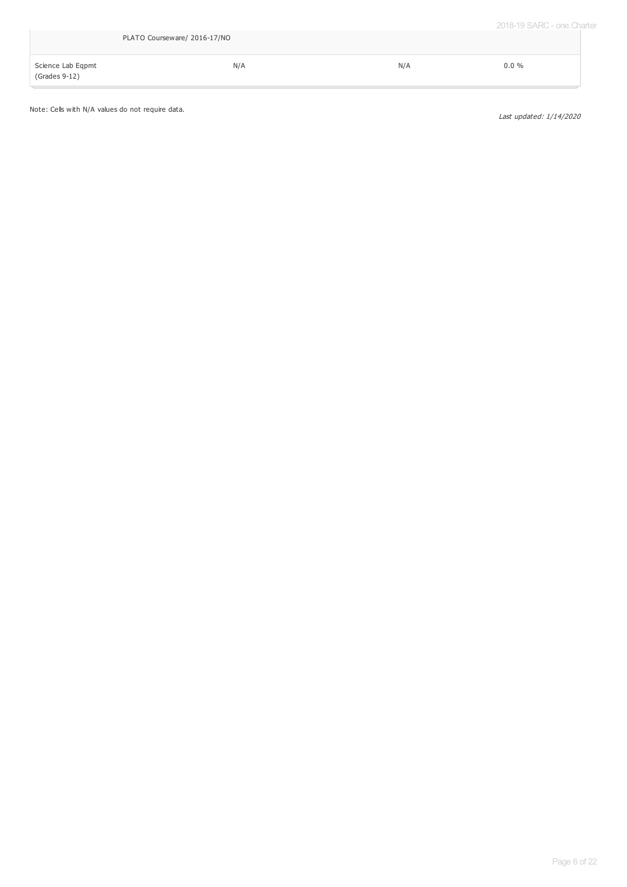| | | | |
|---|---|---|---|
| | PLATO Courseware/ 2016-17/NO | | |
| Science Lab Eqpmt (Grades 9-12) | N/A | N/A | 0.0 % |

Note: Cells with N/A values do not require data.

*Last updated: 1/14/2020*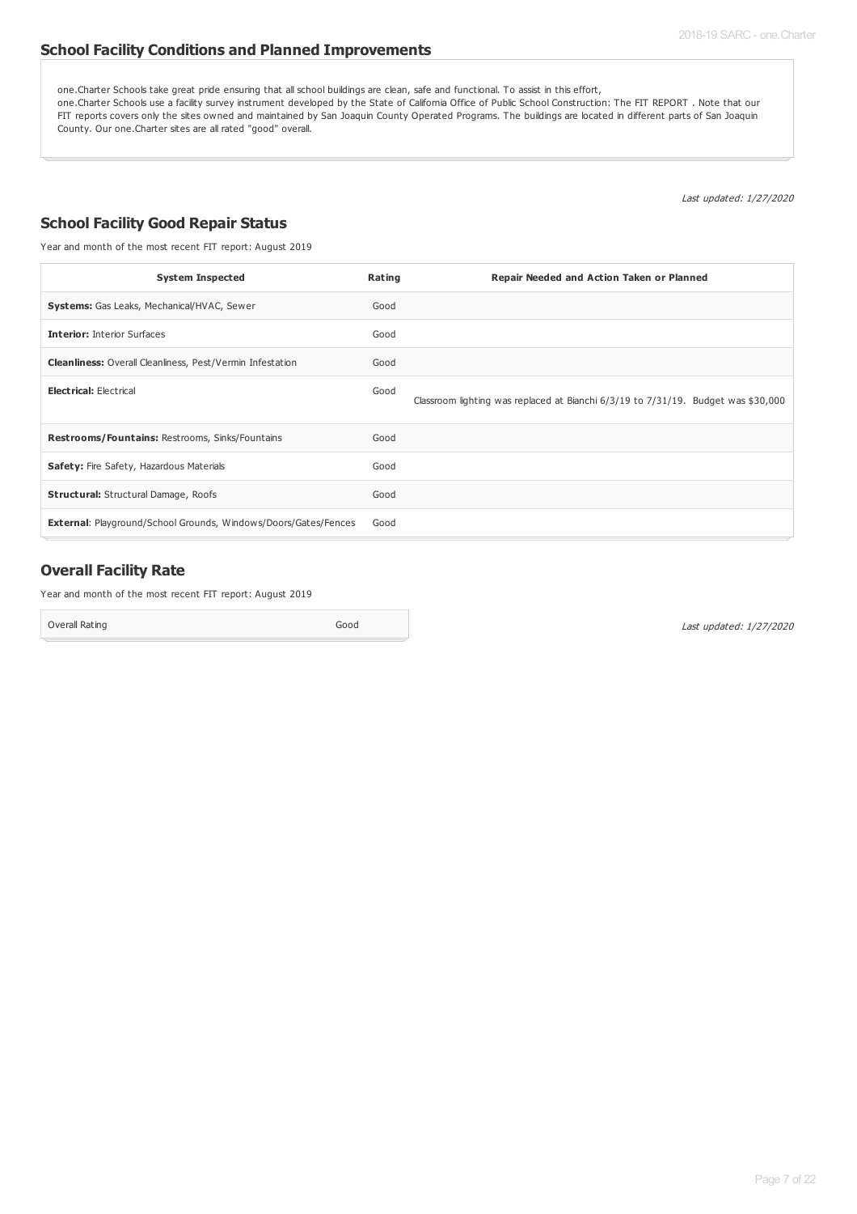## School Facility Conditions and Planned Improvements

one.Charter Schools take great pride ensuring that all school buildings are clean, safe and functional. To assist in this effort, one.Charter Schools use a facility survey instrument developed by the State of California Office of Public School Construction: The FIT REPORT . Note that our FIT reports covers only the sites owned and maintained by San Joaquin County Operated Programs. The buildings are located in different parts of San Joaquin County. Our one.Charter sites are all rated "good" overall.

*Last updated: 1/27/2020*

## School Facility Good Repair Status

Year and month of the most recent FIT report: August 2019

| System Inspected | Rating | Repair Needed and Action Taken or Planned |
|---|---|---|
| **Systems:** Gas Leaks, Mechanical/HVAC, Sewer | Good | |
| **Interior:** Interior Surfaces | Good | |
| **Cleanliness:** Overall Cleanliness, Pest/Vermin Infestation | Good | |
| **Electrical:** Electrical | Good | Classroom lighting was replaced at Bianchi 6/3/19 to 7/31/19. Budget was $30,000 |
| **Restrooms/Fountains:** Restrooms, Sinks/Fountains | Good | |
| **Safety:** Fire Safety, Hazardous Materials | Good | |
| **Structural:** Structural Damage, Roofs | Good | |
| **External**: Playground/School Grounds, Windows/Doors/Gates/Fences | Good | |

## Overall Facility Rate

Year and month of the most recent FIT report: August 2019

| Overall Rating | Good |
|---|---|

*Last updated: 1/27/2020*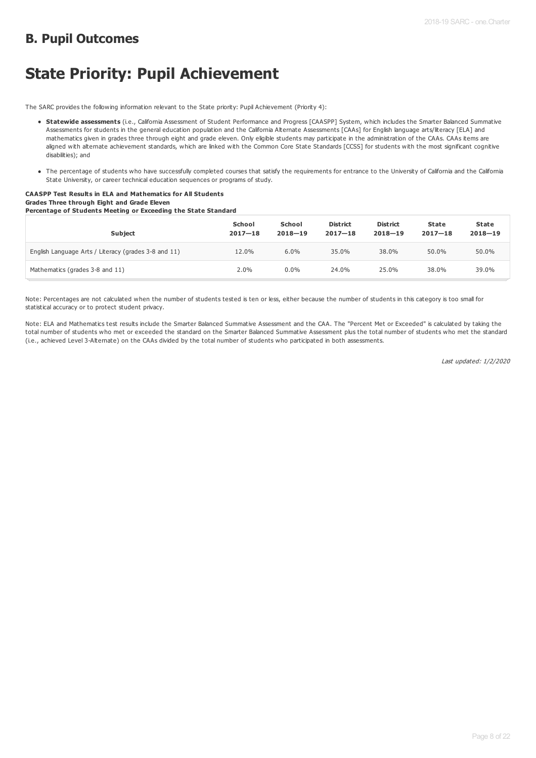## B. Pupil Outcomes

# State Priority: Pupil Achievement

The SARC provides the following information relevant to the State priority: Pupil Achievement (Priority 4):

- **Statewide assessments** (i.e., California Assessment of Student Performance and Progress [CAASPP] System, which includes the Smarter Balanced Summative Assessments for students in the general education population and the California Alternate Assessments [CAAs] for English language arts/literacy [ELA] and mathematics given in grades three through eight and grade eleven. Only eligible students may participate in the administration of the CAAs. CAAs items are aligned with alternate achievement standards, which are linked with the Common Core State Standards [CCSS] for students with the most significant cognitive disabilities); and
- The percentage of students who have successfully completed courses that satisfy the requirements for entrance to the University of California and the California State University, or career technical education sequences or programs of study.

**CAASPP Test Results in ELA and Mathematics for All Students**
**Grades Three through Eight and Grade Eleven**
**Percentage of Students Meeting or Exceeding the State Standard**

| Subject | School 2017—18 | School 2018—19 | District 2017—18 | District 2018—19 | State 2017—18 | State 2018—19 |
|---|---|---|---|---|---|---|
| English Language Arts / Literacy (grades 3-8 and 11) | 12.0% | 6.0% | 35.0% | 38.0% | 50.0% | 50.0% |
| Mathematics (grades 3-8 and 11) | 2.0% | 0.0% | 24.0% | 25.0% | 38.0% | 39.0% |

Note: Percentages are not calculated when the number of students tested is ten or less, either because the number of students in this category is too small for statistical accuracy or to protect student privacy.

Note: ELA and Mathematics test results include the Smarter Balanced Summative Assessment and the CAA. The "Percent Met or Exceeded" is calculated by taking the total number of students who met or exceeded the standard on the Smarter Balanced Summative Assessment plus the total number of students who met the standard (i.e., achieved Level 3-Alternate) on the CAAs divided by the total number of students who participated in both assessments.

*Last updated: 1/2/2020*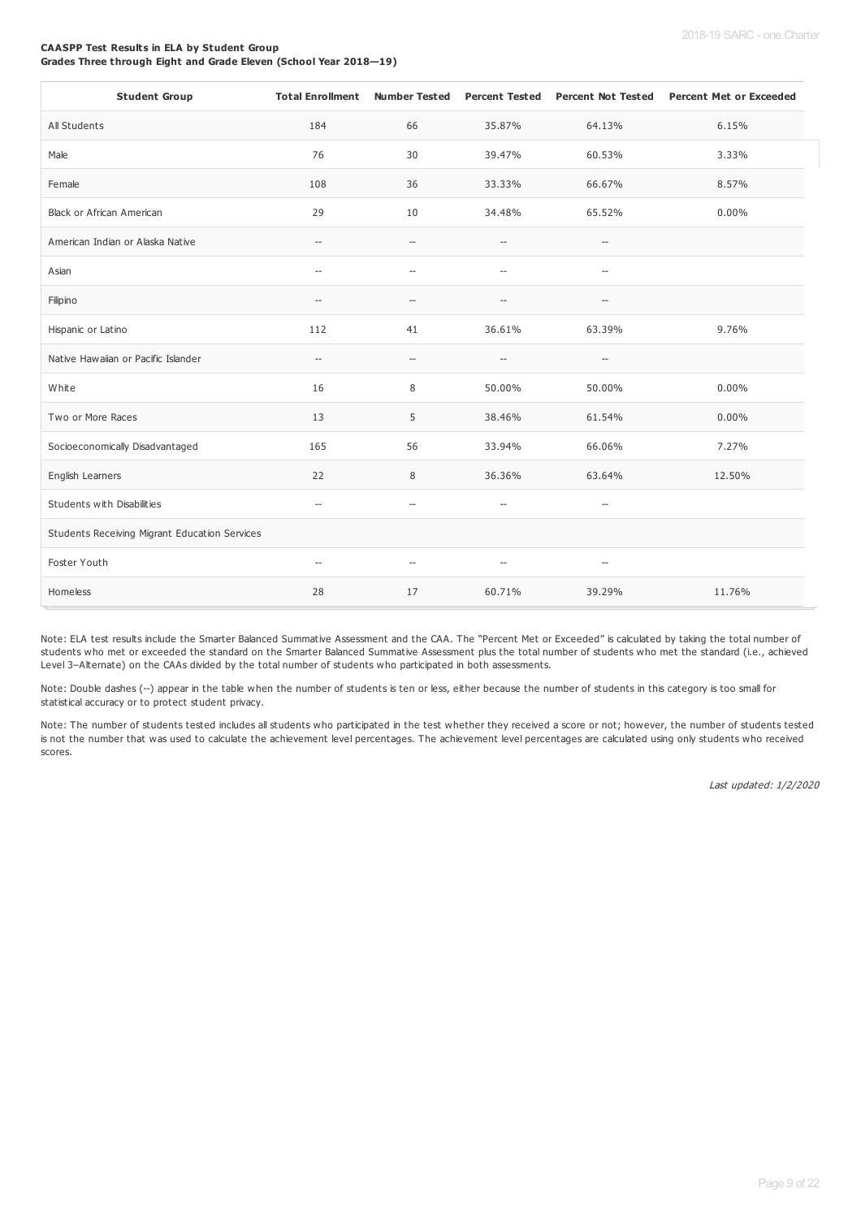**CAASPP Test Results in ELA by Student Group**
**Grades Three through Eight and Grade Eleven (School Year 2018—19)**

| Student Group | Total Enrollment | Number Tested | Percent Tested | Percent Not Tested | Percent Met or Exceeded |
|---|---|---|---|---|---|
| All Students | 184 | 66 | 35.87% | 64.13% | 6.15% |
| Male | 76 | 30 | 39.47% | 60.53% | 3.33% |
| Female | 108 | 36 | 33.33% | 66.67% | 8.57% |
| Black or African American | 29 | 10 | 34.48% | 65.52% | 0.00% |
| American Indian or Alaska Native | -- | -- | -- | -- | |
| Asian | -- | -- | -- | -- | |
| Filipino | -- | -- | -- | -- | |
| Hispanic or Latino | 112 | 41 | 36.61% | 63.39% | 9.76% |
| Native Hawaiian or Pacific Islander | -- | -- | -- | -- | |
| White | 16 | 8 | 50.00% | 50.00% | 0.00% |
| Two or More Races | 13 | 5 | 38.46% | 61.54% | 0.00% |
| Socioeconomically Disadvantaged | 165 | 56 | 33.94% | 66.06% | 7.27% |
| English Learners | 22 | 8 | 36.36% | 63.64% | 12.50% |
| Students with Disabilities | -- | -- | -- | -- | |
| Students Receiving Migrant Education Services | | | | | |
| Foster Youth | -- | -- | -- | -- | |
| Homeless | 28 | 17 | 60.71% | 39.29% | 11.76% |

Note: ELA test results include the Smarter Balanced Summative Assessment and the CAA. The "Percent Met or Exceeded" is calculated by taking the total number of students who met or exceeded the standard on the Smarter Balanced Summative Assessment plus the total number of students who met the standard (i.e., achieved Level 3–Alternate) on the CAAs divided by the total number of students who participated in both assessments.

Note: Double dashes (--) appear in the table when the number of students is ten or less, either because the number of students in this category is too small for statistical accuracy or to protect student privacy.

Note: The number of students tested includes all students who participated in the test whether they received a score or not; however, the number of students tested is not the number that was used to calculate the achievement level percentages. The achievement level percentages are calculated using only students who received scores.

*Last updated: 1/2/2020*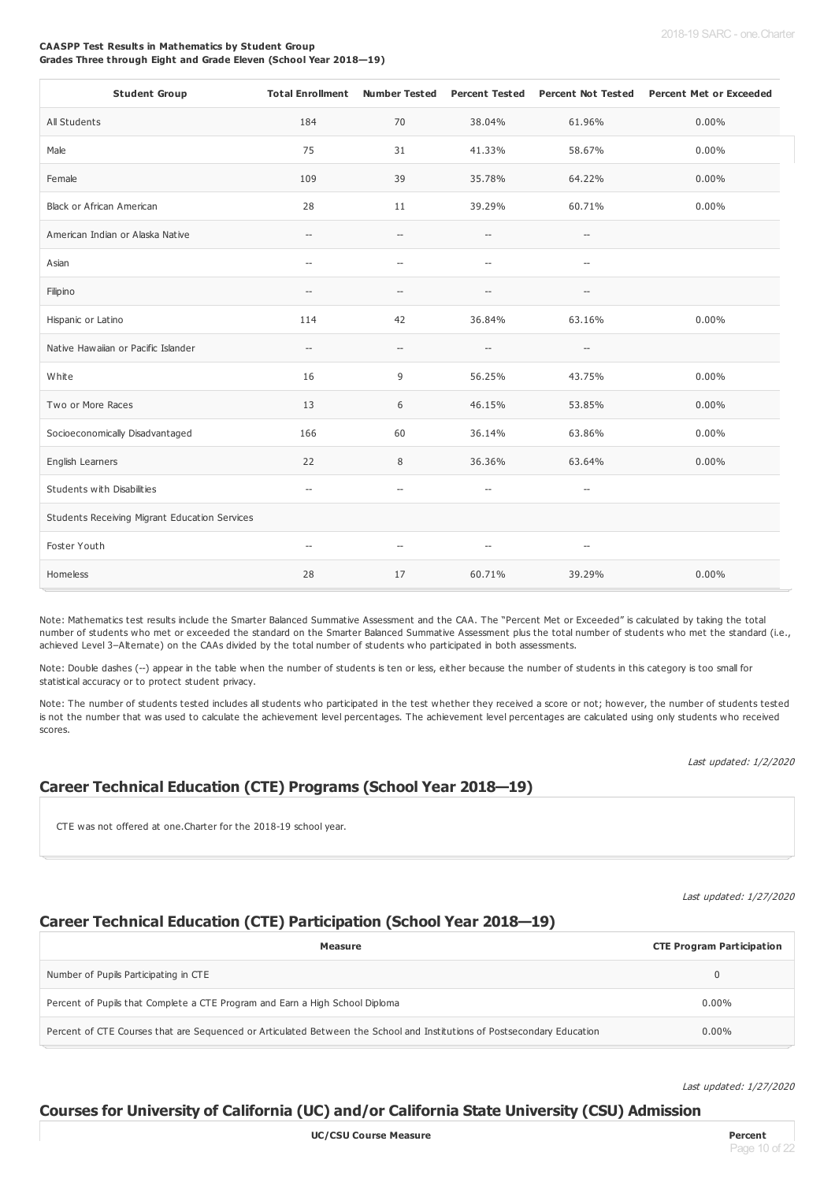**CAASPP Test Results in Mathematics by Student Group**
**Grades Three through Eight and Grade Eleven (School Year 2018—19)**

| Student Group | Total Enrollment | Number Tested | Percent Tested | Percent Not Tested | Percent Met or Exceeded |
|---|---|---|---|---|---|
| All Students | 184 | 70 | 38.04% | 61.96% | 0.00% |
| Male | 75 | 31 | 41.33% | 58.67% | 0.00% |
| Female | 109 | 39 | 35.78% | 64.22% | 0.00% |
| Black or African American | 28 | 11 | 39.29% | 60.71% | 0.00% |
| American Indian or Alaska Native | -- | -- | -- | -- | |
| Asian | -- | -- | -- | -- | |
| Filipino | -- | -- | -- | -- | |
| Hispanic or Latino | 114 | 42 | 36.84% | 63.16% | 0.00% |
| Native Hawaiian or Pacific Islander | -- | -- | -- | -- | |
| White | 16 | 9 | 56.25% | 43.75% | 0.00% |
| Two or More Races | 13 | 6 | 46.15% | 53.85% | 0.00% |
| Socioeconomically Disadvantaged | 166 | 60 | 36.14% | 63.86% | 0.00% |
| English Learners | 22 | 8 | 36.36% | 63.64% | 0.00% |
| Students with Disabilities | -- | -- | -- | -- | |
| Students Receiving Migrant Education Services | | | | | |
| Foster Youth | -- | -- | -- | -- | |
| Homeless | 28 | 17 | 60.71% | 39.29% | 0.00% |

Note: Mathematics test results include the Smarter Balanced Summative Assessment and the CAA. The "Percent Met or Exceeded" is calculated by taking the total number of students who met or exceeded the standard on the Smarter Balanced Summative Assessment plus the total number of students who met the standard (i.e., achieved Level 3–Alternate) on the CAAs divided by the total number of students who participated in both assessments.

Note: Double dashes (--) appear in the table when the number of students is ten or less, either because the number of students in this category is too small for statistical accuracy or to protect student privacy.

Note: The number of students tested includes all students who participated in the test whether they received a score or not; however, the number of students tested is not the number that was used to calculate the achievement level percentages. The achievement level percentages are calculated using only students who received scores.

*Last updated: 1/2/2020*

## Career Technical Education (CTE) Programs (School Year 2018—19)

CTE was not offered at one.Charter for the 2018-19 school year.

*Last updated: 1/27/2020*

## Career Technical Education (CTE) Participation (School Year 2018—19)

| Measure | CTE Program Participation |
|---|---|
| Number of Pupils Participating in CTE | 0 |
| Percent of Pupils that Complete a CTE Program and Earn a High School Diploma | 0.00% |
| Percent of CTE Courses that are Sequenced or Articulated Between the School and Institutions of Postsecondary Education | 0.00% |

*Last updated: 1/27/2020*

## Courses for University of California (UC) and/or California State University (CSU) Admission

| UC/CSU Course Measure | Percent |
|---|---|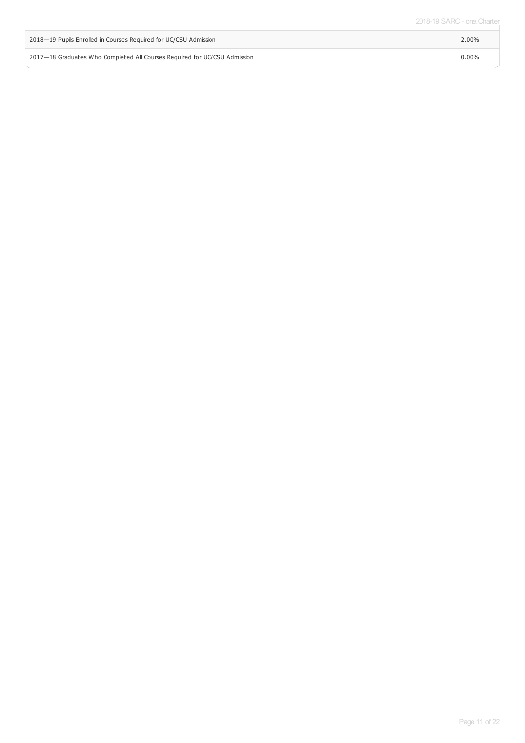| | |
|---|---|
| 2018—19 Pupils Enrolled in Courses Required for UC/CSU Admission | 2.00% |
| 2017—18 Graduates Who Completed All Courses Required for UC/CSU Admission | 0.00% |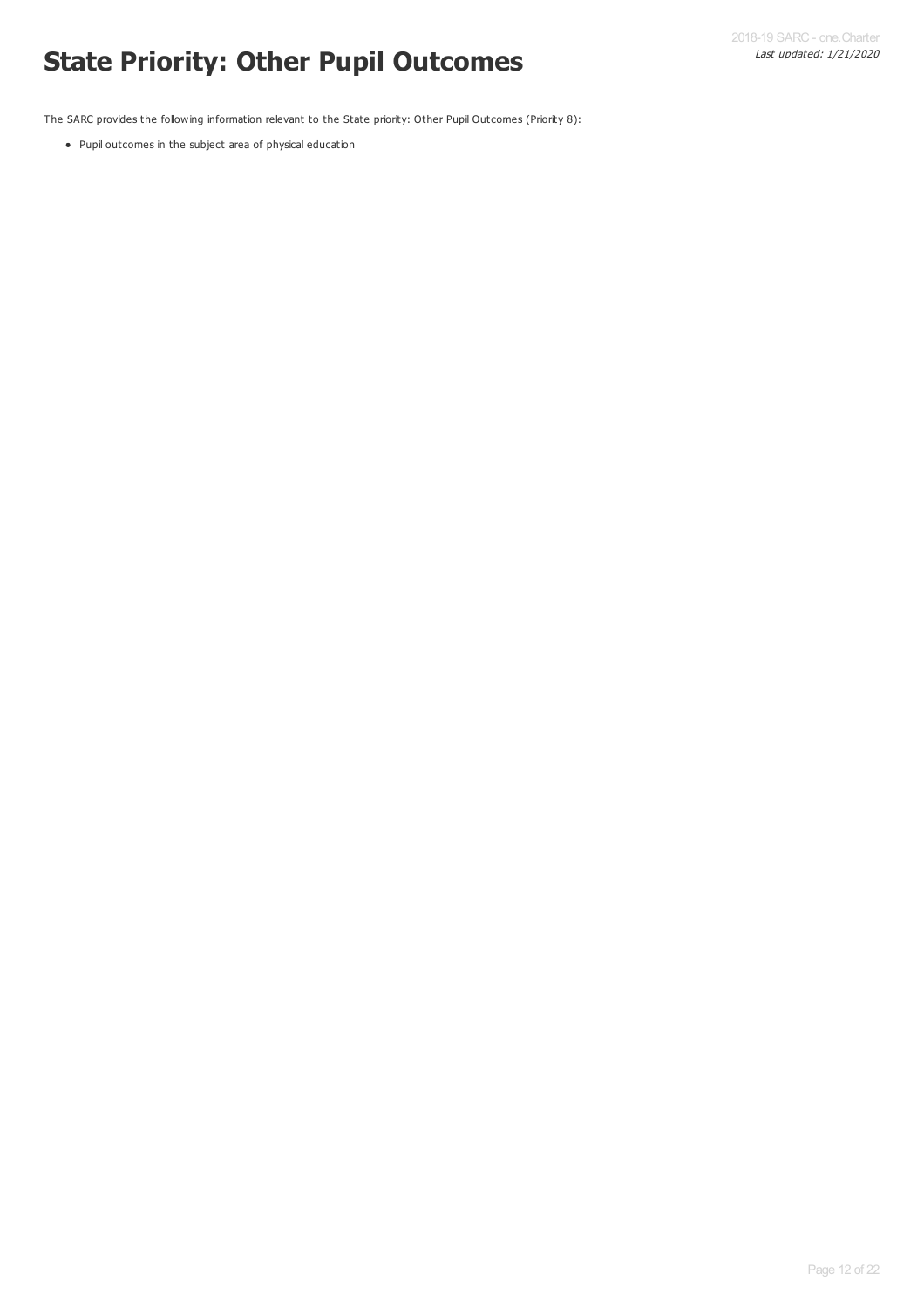# State Priority: Other Pupil Outcomes

The SARC provides the following information relevant to the State priority: Other Pupil Outcomes (Priority 8):

- Pupil outcomes in the subject area of physical education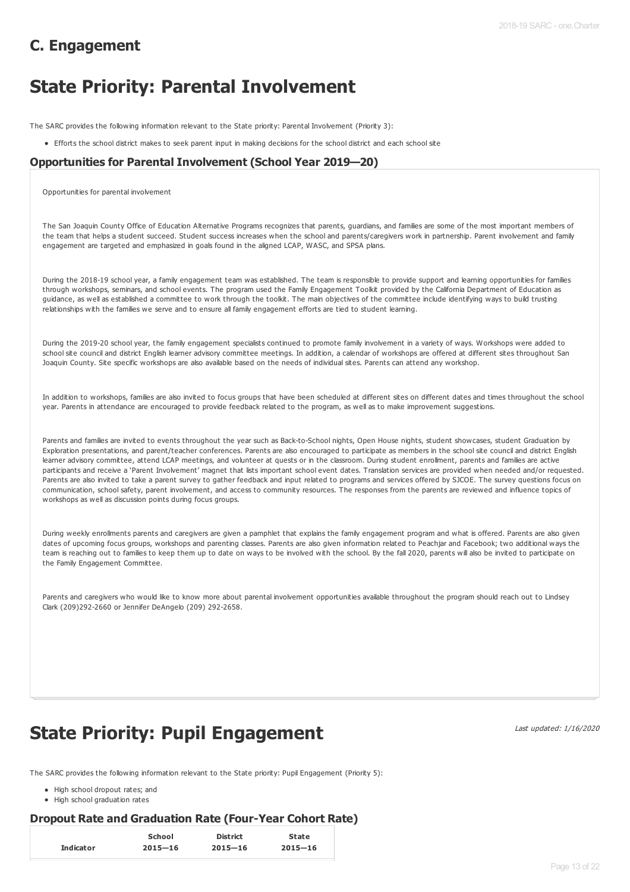## C. Engagement

# State Priority: Parental Involvement

The SARC provides the following information relevant to the State priority: Parental Involvement (Priority 3):

- Efforts the school district makes to seek parent input in making decisions for the school district and each school site

### Opportunities for Parental Involvement (School Year 2019—20)

Opportunities for parental involvement

The San Joaquin County Office of Education Alternative Programs recognizes that parents, guardians, and families are some of the most important members of the team that helps a student succeed. Student success increases when the school and parents/caregivers work in partnership. Parent involvement and family engagement are targeted and emphasized in goals found in the aligned LCAP, WASC, and SPSA plans.

During the 2018-19 school year, a family engagement team was established. The team is responsible to provide support and learning opportunities for families through workshops, seminars, and school events. The program used the Family Engagement Toolkit provided by the California Department of Education as guidance, as well as established a committee to work through the toolkit. The main objectives of the committee include identifying ways to build trusting relationships with the families we serve and to ensure all family engagement efforts are tied to student learning.

During the 2019-20 school year, the family engagement specialists continued to promote family involvement in a variety of ways. Workshops were added to school site council and district English learner advisory committee meetings. In addition, a calendar of workshops are offered at different sites throughout San Joaquin County. Site specific workshops are also available based on the needs of individual sites. Parents can attend any workshop.

In addition to workshops, families are also invited to focus groups that have been scheduled at different sites on different dates and times throughout the school year. Parents in attendance are encouraged to provide feedback related to the program, as well as to make improvement suggestions.

Parents and families are invited to events throughout the year such as Back-to-School nights, Open House nights, student showcases, student Graduation by Exploration presentations, and parent/teacher conferences. Parents are also encouraged to participate as members in the school site council and district English learner advisory committee, attend LCAP meetings, and volunteer at quests or in the classroom. During student enrollment, parents and families are active participants and receive a 'Parent Involvement' magnet that lists important school event dates. Translation services are provided when needed and/or requested. Parents are also invited to take a parent survey to gather feedback and input related to programs and services offered by SJCOE. The survey questions focus on communication, school safety, parent involvement, and access to community resources. The responses from the parents are reviewed and influence topics of workshops as well as discussion points during focus groups.

During weekly enrollments parents and caregivers are given a pamphlet that explains the family engagement program and what is offered. Parents are also given dates of upcoming focus groups, workshops and parenting classes. Parents are also given information related to Peachjar and Facebook; two additional ways the team is reaching out to families to keep them up to date on ways to be involved with the school. By the fall 2020, parents will also be invited to participate on the Family Engagement Committee.

Parents and caregivers who would like to know more about parental involvement opportunities available throughout the program should reach out to Lindsey Clark (209)292-2660 or Jennifer DeAngelo (209) 292-2658.

# State Priority: Pupil Engagement

*Last updated: 1/16/2020*

The SARC provides the following information relevant to the State priority: Pupil Engagement (Priority 5):

- High school dropout rates; and
- High school graduation rates

### Dropout Rate and Graduation Rate (Four-Year Cohort Rate)

| Indicator | School 2015—16 | District 2015—16 | State 2015—16 |
|---|---|---|---|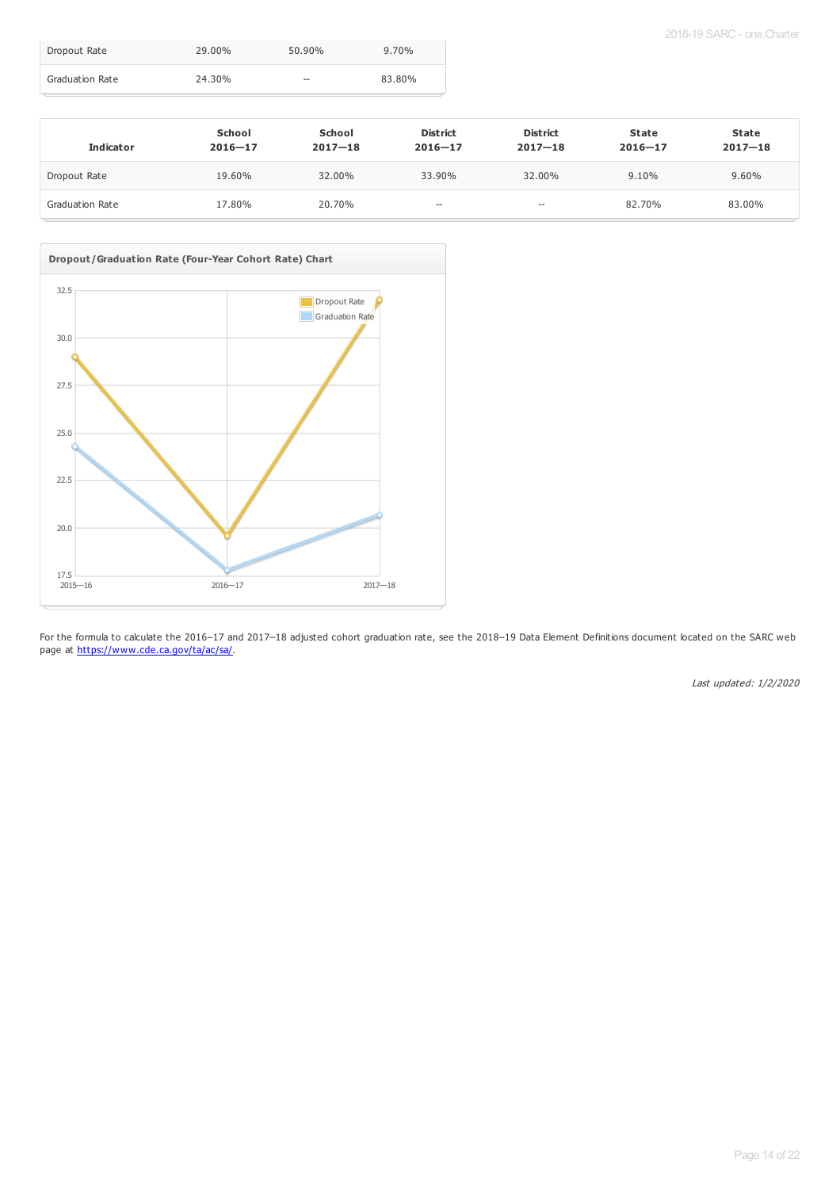| | | | |
|---|---|---|---|
| Dropout Rate | 29.00% | 50.90% | 9.70% |
| Graduation Rate | 24.30% | -- | 83.80% |

| Indicator | School 2016—17 | School 2017—18 | District 2016—17 | District 2017—18 | State 2016—17 | State 2017—18 |
|---|---|---|---|---|---|---|
| Dropout Rate | 19.60% | 32.00% | 33.90% | 32.00% | 9.10% | 9.60% |
| Graduation Rate | 17.80% | 20.70% | -- | -- | 82.70% | 83.00% |

**Dropout/Graduation Rate (Four-Year Cohort Rate) Chart**

For the formula to calculate the 2016–17 and 2017–18 adjusted cohort graduation rate, see the 2018–19 Data Element Definitions document located on the SARC web page at https://www.cde.ca.gov/ta/ac/sa/.

*Last updated: 1/2/2020*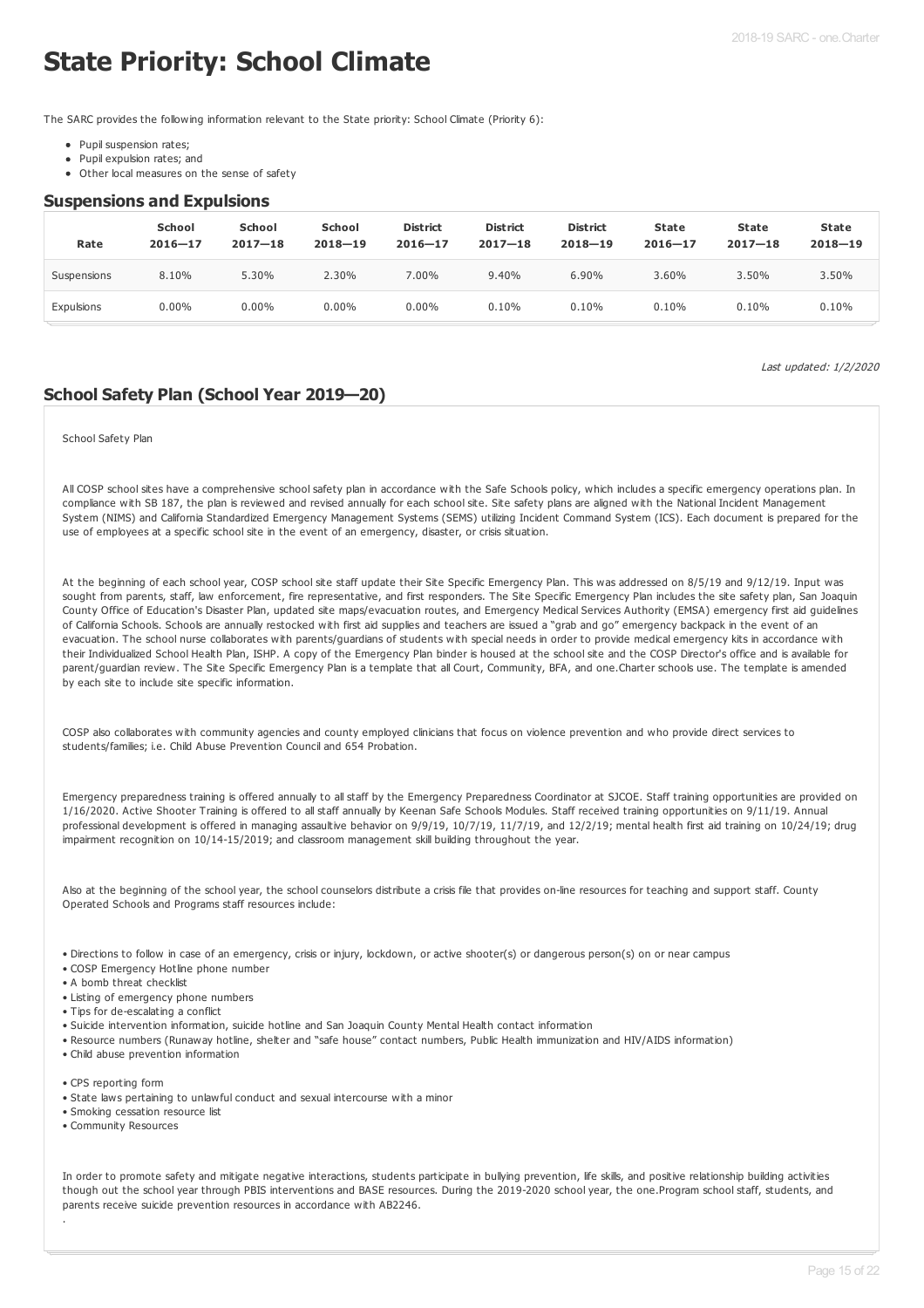# State Priority: School Climate

The SARC provides the following information relevant to the State priority: School Climate (Priority 6):

- Pupil suspension rates;
- Pupil expulsion rates; and
- Other local measures on the sense of safety

## Suspensions and Expulsions

| Rate | School 2016—17 | School 2017—18 | School 2018—19 | District 2016—17 | District 2017—18 | District 2018—19 | State 2016—17 | State 2017—18 | State 2018—19 |
|---|---|---|---|---|---|---|---|---|---|
| Suspensions | 8.10% | 5.30% | 2.30% | 7.00% | 9.40% | 6.90% | 3.60% | 3.50% | 3.50% |
| Expulsions | 0.00% | 0.00% | 0.00% | 0.00% | 0.10% | 0.10% | 0.10% | 0.10% | 0.10% |

*Last updated: 1/2/2020*

## School Safety Plan (School Year 2019—20)

School Safety Plan

All COSP school sites have a comprehensive school safety plan in accordance with the Safe Schools policy, which includes a specific emergency operations plan. In compliance with SB 187, the plan is reviewed and revised annually for each school site. Site safety plans are aligned with the National Incident Management System (NIMS) and California Standardized Emergency Management Systems (SEMS) utilizing Incident Command System (ICS). Each document is prepared for the use of employees at a specific school site in the event of an emergency, disaster, or crisis situation.

At the beginning of each school year, COSP school site staff update their Site Specific Emergency Plan. This was addressed on 8/5/19 and 9/12/19. Input was sought from parents, staff, law enforcement, fire representative, and first responders. The Site Specific Emergency Plan includes the site safety plan, San Joaquin County Office of Education's Disaster Plan, updated site maps/evacuation routes, and Emergency Medical Services Authority (EMSA) emergency first aid guidelines of California Schools. Schools are annually restocked with first aid supplies and teachers are issued a "grab and go" emergency backpack in the event of an evacuation. The school nurse collaborates with parents/guardians of students with special needs in order to provide medical emergency kits in accordance with their Individualized School Health Plan, ISHP. A copy of the Emergency Plan binder is housed at the school site and the COSP Director's office and is available for parent/guardian review. The Site Specific Emergency Plan is a template that all Court, Community, BFA, and one.Charter schools use. The template is amended by each site to include site specific information.

COSP also collaborates with community agencies and county employed clinicians that focus on violence prevention and who provide direct services to students/families; i.e. Child Abuse Prevention Council and 654 Probation.

Emergency preparedness training is offered annually to all staff by the Emergency Preparedness Coordinator at SJCOE. Staff training opportunities are provided on 1/16/2020. Active Shooter Training is offered to all staff annually by Keenan Safe Schools Modules. Staff received training opportunities on 9/11/19. Annual professional development is offered in managing assaultive behavior on 9/9/19, 10/7/19, 11/7/19, and 12/2/19; mental health first aid training on 10/24/19; drug impairment recognition on 10/14-15/2019; and classroom management skill building throughout the year.

Also at the beginning of the school year, the school counselors distribute a crisis file that provides on-line resources for teaching and support staff. County Operated Schools and Programs staff resources include:

- Directions to follow in case of an emergency, crisis or injury, lockdown, or active shooter(s) or dangerous person(s) on or near campus
- COSP Emergency Hotline phone number
- A bomb threat checklist
- Listing of emergency phone numbers
- Tips for de-escalating a conflict
- Suicide intervention information, suicide hotline and San Joaquin County Mental Health contact information
- Resource numbers (Runaway hotline, shelter and "safe house" contact numbers, Public Health immunization and HIV/AIDS information)
- Child abuse prevention information

- CPS reporting form
- State laws pertaining to unlawful conduct and sexual intercourse with a minor
- Smoking cessation resource list
- Community Resources

In order to promote safety and mitigate negative interactions, students participate in bullying prevention, life skills, and positive relationship building activities though out the school year through PBIS interventions and BASE resources. During the 2019-2020 school year, the one.Program school staff, students, and parents receive suicide prevention resources in accordance with AB2246.

.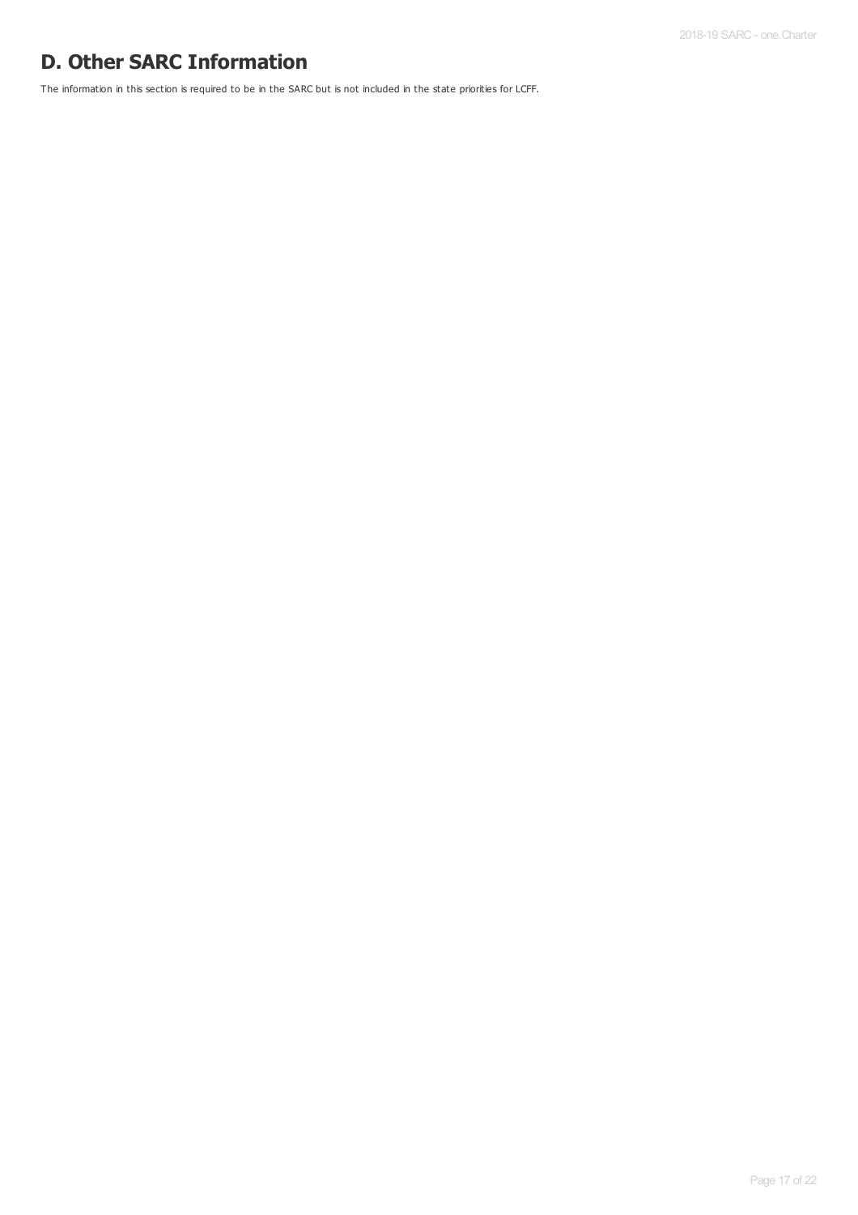# D. Other SARC Information

The information in this section is required to be in the SARC but is not included in the state priorities for LCFF.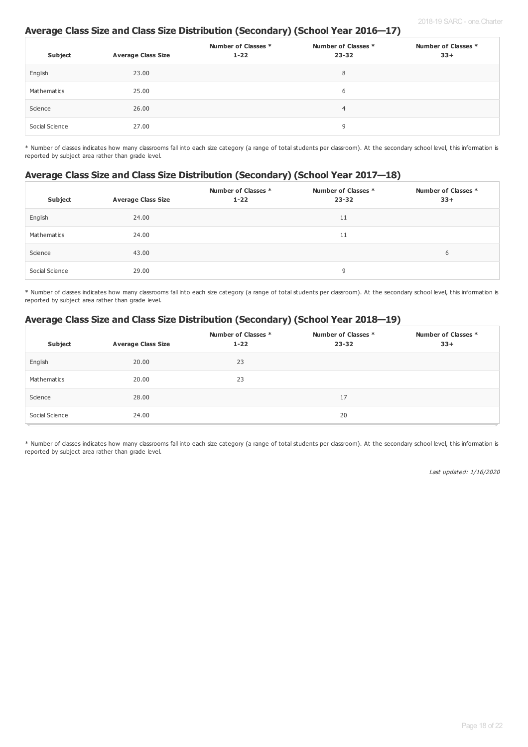## Average Class Size and Class Size Distribution (Secondary) (School Year 2016—17)

| Subject | Average Class Size | Number of Classes * 1-22 | Number of Classes * 23-32 | Number of Classes * 33+ |
|---|---|---|---|---|
| English | 23.00 | | 8 | |
| Mathematics | 25.00 | | 6 | |
| Science | 26.00 | | 4 | |
| Social Science | 27.00 | | 9 | |

* Number of classes indicates how many classrooms fall into each size category (a range of total students per classroom). At the secondary school level, this information is reported by subject area rather than grade level.

## Average Class Size and Class Size Distribution (Secondary) (School Year 2017—18)

| Subject | Average Class Size | Number of Classes * 1-22 | Number of Classes * 23-32 | Number of Classes * 33+ |
|---|---|---|---|---|
| English | 24.00 | | 11 | |
| Mathematics | 24.00 | | 11 | |
| Science | 43.00 | | | 6 |
| Social Science | 29.00 | | 9 | |

* Number of classes indicates how many classrooms fall into each size category (a range of total students per classroom). At the secondary school level, this information is reported by subject area rather than grade level.

## Average Class Size and Class Size Distribution (Secondary) (School Year 2018—19)

| Subject | Average Class Size | Number of Classes * 1-22 | Number of Classes * 23-32 | Number of Classes * 33+ |
|---|---|---|---|---|
| English | 20.00 | 23 | | |
| Mathematics | 20.00 | 23 | | |
| Science | 28.00 | | 17 | |
| Social Science | 24.00 | | 20 | |

* Number of classes indicates how many classrooms fall into each size category (a range of total students per classroom). At the secondary school level, this information is reported by subject area rather than grade level.

*Last updated: 1/16/2020*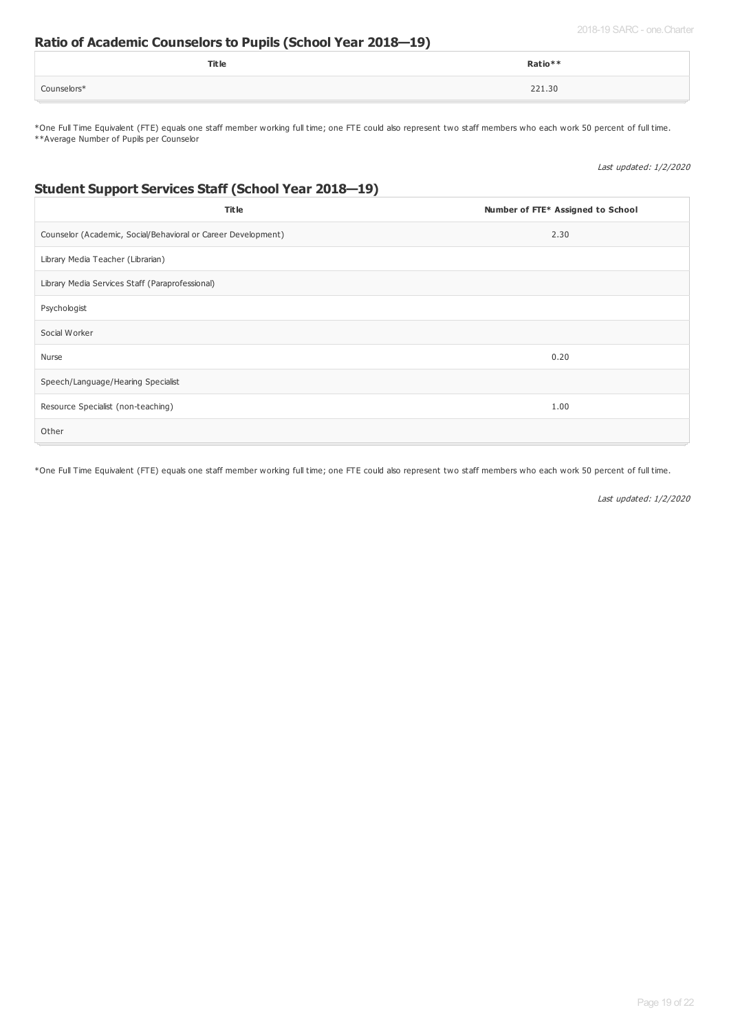## Ratio of Academic Counselors to Pupils (School Year 2018—19)

| Title | Ratio** |
|---|---|
| Counselors* | 221.30 |

*One Full Time Equivalent (FTE) equals one staff member working full time; one FTE could also represent two staff members who each work 50 percent of full time.
**Average Number of Pupils per Counselor

*Last updated: 1/2/2020*

## Student Support Services Staff (School Year 2018—19)

| Title | Number of FTE* Assigned to School |
|---|---|
| Counselor (Academic, Social/Behavioral or Career Development) | 2.30 |
| Library Media Teacher (Librarian) | |
| Library Media Services Staff (Paraprofessional) | |
| Psychologist | |
| Social Worker | |
| Nurse | 0.20 |
| Speech/Language/Hearing Specialist | |
| Resource Specialist (non-teaching) | 1.00 |
| Other | |

*One Full Time Equivalent (FTE) equals one staff member working full time; one FTE could also represent two staff members who each work 50 percent of full time.

*Last updated: 1/2/2020*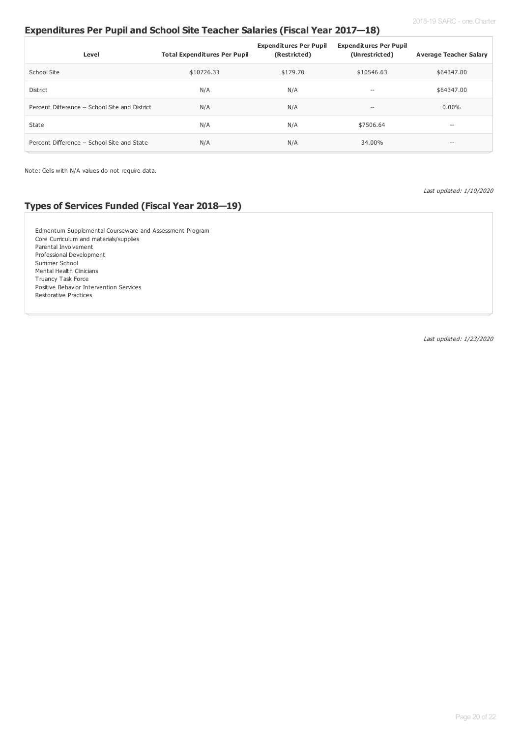## Expenditures Per Pupil and School Site Teacher Salaries (Fiscal Year 2017—18)

| Level | Total Expenditures Per Pupil | Expenditures Per Pupil (Restricted) | Expenditures Per Pupil (Unrestricted) | Average Teacher Salary |
|---|---|---|---|---|
| School Site | $10726.33 | $179.70 | $10546.63 | $64347.00 |
| District | N/A | N/A | -- | $64347.00 |
| Percent Difference – School Site and District | N/A | N/A | -- | 0.00% |
| State | N/A | N/A | $7506.64 | -- |
| Percent Difference – School Site and State | N/A | N/A | 34.00% | -- |

Note: Cells with N/A values do not require data.

*Last updated: 1/10/2020*

## Types of Services Funded (Fiscal Year 2018—19)

Edmentum Supplemental Courseware and Assessment Program
Core Curriculum and materials/supplies
Parental Involvement
Professional Development
Summer School
Mental Health Clinicians
Truancy Task Force
Positive Behavior Intervention Services
Restorative Practices

*Last updated: 1/23/2020*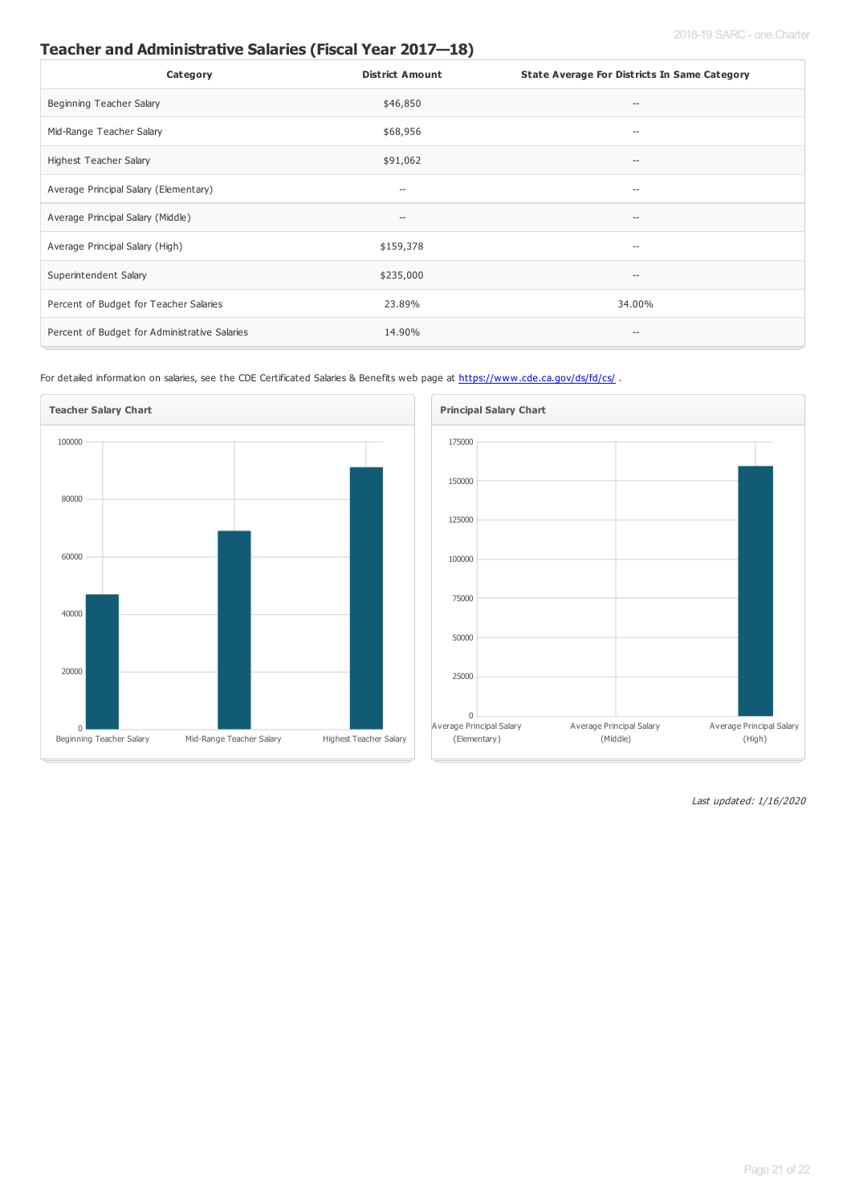## Teacher and Administrative Salaries (Fiscal Year 2017—18)

| Category | District Amount | State Average For Districts In Same Category |
| --- | --- | --- |
| Beginning Teacher Salary | $46,850 | -- |
| Mid-Range Teacher Salary | $68,956 | -- |
| Highest Teacher Salary | $91,062 | -- |
| Average Principal Salary (Elementary) | -- | -- |
| Average Principal Salary (Middle) | -- | -- |
| Average Principal Salary (High) | $159,378 | -- |
| Superintendent Salary | $235,000 | -- |
| Percent of Budget for Teacher Salaries | 23.89% | 34.00% |
| Percent of Budget for Administrative Salaries | 14.90% | -- |

For detailed information on salaries, see the CDE Certificated Salaries & Benefits web page at https://www.cde.ca.gov/ds/fd/cs/ .

**Teacher Salary Chart**

**Principal Salary Chart**

*Last updated: 1/16/2020*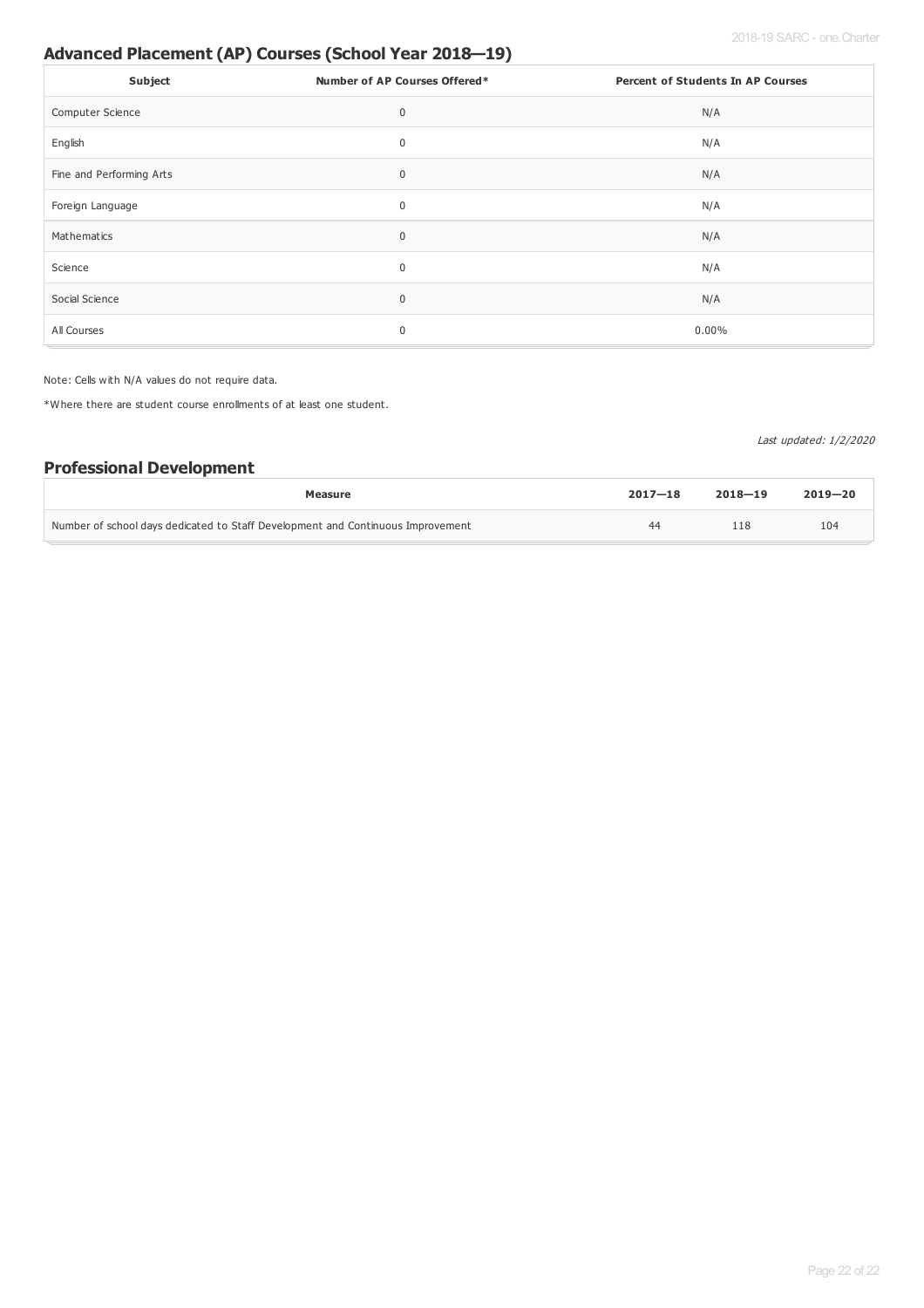## Advanced Placement (AP) Courses (School Year 2018—19)

| Subject | Number of AP Courses Offered* | Percent of Students In AP Courses |
|---|---|---|
| Computer Science | 0 | N/A |
| English | 0 | N/A |
| Fine and Performing Arts | 0 | N/A |
| Foreign Language | 0 | N/A |
| Mathematics | 0 | N/A |
| Science | 0 | N/A |
| Social Science | 0 | N/A |
| All Courses | 0 | 0.00% |

Note: Cells with N/A values do not require data.

*Where there are student course enrollments of at least one student.

*Last updated: 1/2/2020*

## Professional Development

| Measure | 2017—18 | 2018—19 | 2019—20 |
|---|---|---|---|
| Number of school days dedicated to Staff Development and Continuous Improvement | 44 | 118 | 104 |